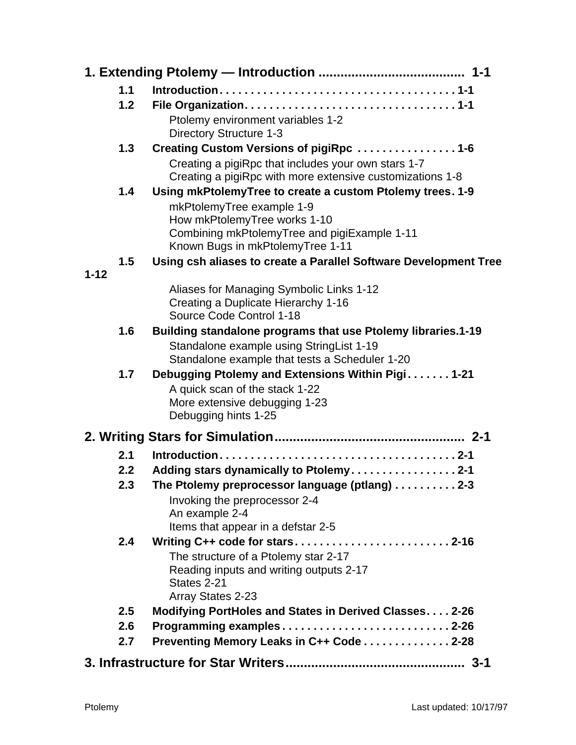**1. Extending Ptolemy — Introduction ....................................... 1-1**

- **1.1 Introduction. . . . . . . . . . . . . . . . . . . . . . . . . . . . . . . . . . . . . . . 1-1**
- **1.2 File Organization. . . . . . . . . . . . . . . . . . . . . . . . . . . . . . . . . . . 1-1**
  - Ptolemy environment variables 1-2
  - Directory Structure 1-3
- **1.3 Creating Custom Versions of pigiRpc . . . . . . . . . . . . . . . . 1-6**
  - Creating a pigiRpc that includes your own stars 1-7
  - Creating a pigiRpc with more extensive customizations 1-8
- **1.4 Using mkPtolemyTree to create a custom Ptolemy trees. 1-9**
  - mkPtolemyTree example 1-9
  - How mkPtolemyTree works 1-10
  - Combining mkPtolemyTree and pigiExample 1-11
  - Known Bugs in mkPtolemyTree 1-11
- **1.5 Using csh aliases to create a Parallel Software Development Tree 1-12**
  - Aliases for Managing Symbolic Links 1-12
  - Creating a Duplicate Hierarchy 1-16
  - Source Code Control 1-18
- **1.6 Building standalone programs that use Ptolemy libraries.1-19**
  - Standalone example using StringList 1-19
  - Standalone example that tests a Scheduler 1-20
- **1.7 Debugging Ptolemy and Extensions Within Pigi . . . . . . . 1-21**
  - A quick scan of the stack 1-22
  - More extensive debugging 1-23
  - Debugging hints 1-25

**2. Writing Stars for Simulation.................................................. 2-1**

- **2.1 Introduction. . . . . . . . . . . . . . . . . . . . . . . . . . . . . . . . . . . . . . 2-1**
- **2.2 Adding stars dynamically to Ptolemy. . . . . . . . . . . . . . . . . 2-1**
- **2.3 The Ptolemy preprocessor language (ptlang) . . . . . . . . . . 2-3**
  - Invoking the preprocessor 2-4
  - An example 2-4
  - Items that appear in a defstar 2-5
- **2.4 Writing C++ code for stars. . . . . . . . . . . . . . . . . . . . . . . . . 2-16**
  - The structure of a Ptolemy star 2-17
  - Reading inputs and writing outputs 2-17
  - States 2-21
  - Array States 2-23
- **2.5 Modifying PortHoles and States in Derived Classes. . . . 2-26**
- **2.6 Programming examples . . . . . . . . . . . . . . . . . . . . . . . . . . 2-26**
- **2.7 Preventing Memory Leaks in C++ Code . . . . . . . . . . . . . 2-28**

**3. Infrastructure for Star Writers................................................ 3-1**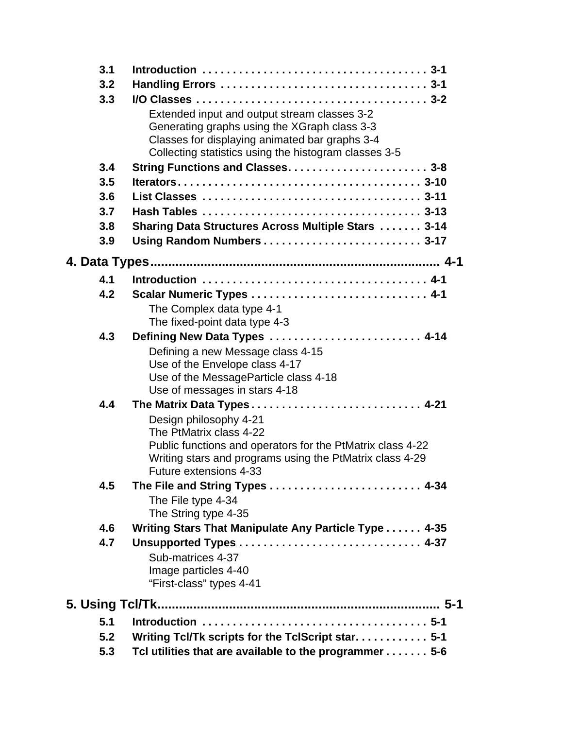- **3.1 Introduction . . . . . . . . . . . . . . . . . . . . . . . . . . . . . . . . . . . . . 3-1**
- **3.2 Handling Errors . . . . . . . . . . . . . . . . . . . . . . . . . . . . . . . . . . 3-1**
- **3.3 I/O Classes . . . . . . . . . . . . . . . . . . . . . . . . . . . . . . . . . . . . . . 3-2**
  - Extended input and output stream classes 3-2
  - Generating graphs using the XGraph class 3-3
  - Classes for displaying animated bar graphs 3-4
  - Collecting statistics using the histogram classes 3-5
- **3.4 String Functions and Classes. . . . . . . . . . . . . . . . . . . . . . . 3-8**
- **3.5 Iterators. . . . . . . . . . . . . . . . . . . . . . . . . . . . . . . . . . . . . . . . 3-10**
- **3.6 List Classes . . . . . . . . . . . . . . . . . . . . . . . . . . . . . . . . . . . . 3-11**
- **3.7 Hash Tables . . . . . . . . . . . . . . . . . . . . . . . . . . . . . . . . . . . . 3-13**
- **3.8 Sharing Data Structures Across Multiple Stars . . . . . . . 3-14**
- **3.9 Using Random Numbers . . . . . . . . . . . . . . . . . . . . . . . . . . 3-17**

## 4. Data Types............................................................................... 4-1

- **4.1 Introduction . . . . . . . . . . . . . . . . . . . . . . . . . . . . . . . . . . . . . 4-1**
- **4.2 Scalar Numeric Types . . . . . . . . . . . . . . . . . . . . . . . . . . . . . 4-1**
  - The Complex data type 4-1
  - The fixed-point data type 4-3
- **4.3 Defining New Data Types . . . . . . . . . . . . . . . . . . . . . . . . . 4-14**
  - Defining a new Message class 4-15
  - Use of the Envelope class 4-17
  - Use of the MessageParticle class 4-18
  - Use of messages in stars 4-18
- **4.4 The Matrix Data Types . . . . . . . . . . . . . . . . . . . . . . . . . . . . 4-21**
  - Design philosophy 4-21
  - The PtMatrix class 4-22
  - Public functions and operators for the PtMatrix class 4-22
  - Writing stars and programs using the PtMatrix class 4-29
  - Future extensions 4-33
- **4.5 The File and String Types . . . . . . . . . . . . . . . . . . . . . . . . . 4-34**
  - The File type 4-34
  - The String type 4-35
- **4.6 Writing Stars That Manipulate Any Particle Type . . . . . . 4-35**
- **4.7 Unsupported Types . . . . . . . . . . . . . . . . . . . . . . . . . . . . . . 4-37**
  - Sub-matrices 4-37
  - Image particles 4-40
  - “First-class” types 4-41

## 5. Using Tcl/Tk............................................................................... 5-1

- **5.1 Introduction . . . . . . . . . . . . . . . . . . . . . . . . . . . . . . . . . . . . . 5-1**
- **5.2 Writing Tcl/Tk scripts for the TclScript star. . . . . . . . . . . . 5-1**
- **5.3 Tcl utilities that are available to the programmer . . . . . . . 5-6**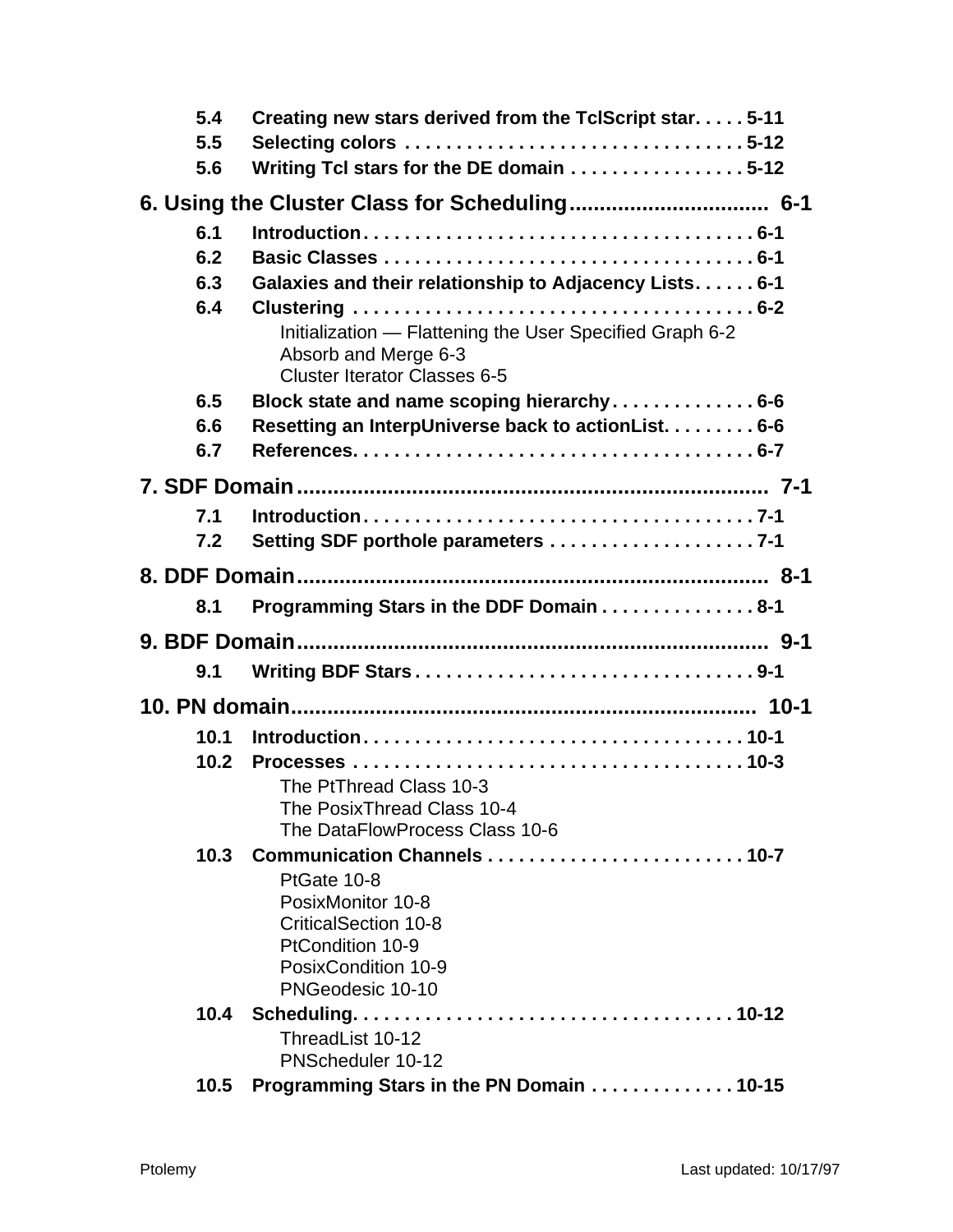5.4 Creating new stars derived from the TclScript star. . . . . 5-11
5.5 Selecting colors . . . . . . . . . . . . . . . . . . . . . . . . . . . . . . . 5-12
5.6 Writing Tcl stars for the DE domain . . . . . . . . . . . . . . . . . 5-12

## 6. Using the Cluster Class for Scheduling................................ 6-1

6.1 Introduction. . . . . . . . . . . . . . . . . . . . . . . . . . . . . . . . . . . . . 6-1
6.2 Basic Classes . . . . . . . . . . . . . . . . . . . . . . . . . . . . . . . . . . . 6-1
6.3 Galaxies and their relationship to Adjacency Lists. . . . . . 6-1
6.4 Clustering . . . . . . . . . . . . . . . . . . . . . . . . . . . . . . . . . . . . . . 6-2
  Initialization — Flattening the User Specified Graph 6-2
  Absorb and Merge 6-3
  Cluster Iterator Classes 6-5
6.5 Block state and name scoping hierarchy. . . . . . . . . . . . . . 6-6
6.6 Resetting an InterpUniverse back to actionList. . . . . . . . . 6-6
6.7 References. . . . . . . . . . . . . . . . . . . . . . . . . . . . . . . . . . . . . . 6-7

## 7. SDF Domain........................................................................... 7-1

7.1 Introduction. . . . . . . . . . . . . . . . . . . . . . . . . . . . . . . . . . . . . 7-1
7.2 Setting SDF porthole parameters . . . . . . . . . . . . . . . . . . . . 7-1

## 8. DDF Domain........................................................................... 8-1

8.1 Programming Stars in the DDF Domain . . . . . . . . . . . . . . . 8-1

## 9. BDF Domain........................................................................... 9-1

9.1 Writing BDF Stars . . . . . . . . . . . . . . . . . . . . . . . . . . . . . . . . 9-1

## 10. PN domain........................................................................... 10-1

10.1 Introduction. . . . . . . . . . . . . . . . . . . . . . . . . . . . . . . . . . . . 10-1
10.2 Processes . . . . . . . . . . . . . . . . . . . . . . . . . . . . . . . . . . . . . 10-3
  The PtThread Class 10-3
  The PosixThread Class 10-4
  The DataFlowProcess Class 10-6
10.3 Communication Channels . . . . . . . . . . . . . . . . . . . . . . . . . 10-7
  PtGate 10-8
  PosixMonitor 10-8
  CriticalSection 10-8
  PtCondition 10-9
  PosixCondition 10-9
  PNGeodesic 10-10
10.4 Scheduling. . . . . . . . . . . . . . . . . . . . . . . . . . . . . . . . . . . . 10-12
  ThreadList 10-12
  PNScheduler 10-12
10.5 Programming Stars in the PN Domain . . . . . . . . . . . . . 10-15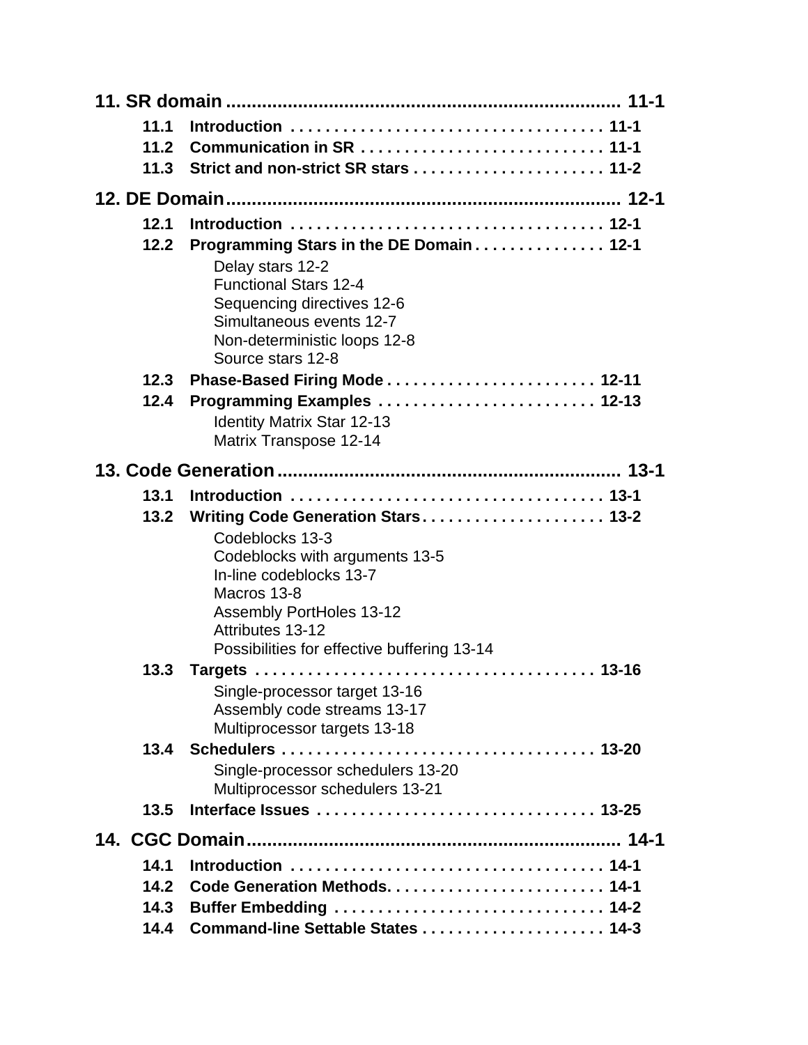**11. SR domain ........................................................................ 11-1**

- **11.1 Introduction . . . . . . . . . . . . . . . . . . . . . . . . . . . . . . . . . . . 11-1**
- **11.2 Communication in SR . . . . . . . . . . . . . . . . . . . . . . . . . . . 11-1**
- **11.3 Strict and non-strict SR stars . . . . . . . . . . . . . . . . . . . . . 11-2**

**12. DE Domain........................................................................ 12-1**

- **12.1 Introduction . . . . . . . . . . . . . . . . . . . . . . . . . . . . . . . . . . . 12-1**
- **12.2 Programming Stars in the DE Domain . . . . . . . . . . . . . . . 12-1**
  - Delay stars 12-2
  - Functional Stars 12-4
  - Sequencing directives 12-6
  - Simultaneous events 12-7
  - Non-deterministic loops 12-8
  - Source stars 12-8
- **12.3 Phase-Based Firing Mode . . . . . . . . . . . . . . . . . . . . . . . . 12-11**
- **12.4 Programming Examples . . . . . . . . . . . . . . . . . . . . . . . . . 12-13**
  - Identity Matrix Star 12-13
  - Matrix Transpose 12-14

**13. Code Generation................................................................ 13-1**

- **13.1 Introduction . . . . . . . . . . . . . . . . . . . . . . . . . . . . . . . . . . . 13-1**
- **13.2 Writing Code Generation Stars. . . . . . . . . . . . . . . . . . . . . 13-2**
  - Codeblocks 13-3
  - Codeblocks with arguments 13-5
  - In-line codeblocks 13-7
  - Macros 13-8
  - Assembly PortHoles 13-12
  - Attributes 13-12
  - Possibilities for effective buffering 13-14
- **13.3 Targets . . . . . . . . . . . . . . . . . . . . . . . . . . . . . . . . . . . . . . 13-16**
  - Single-processor target 13-16
  - Assembly code streams 13-17
  - Multiprocessor targets 13-18
- **13.4 Schedulers . . . . . . . . . . . . . . . . . . . . . . . . . . . . . . . . . . . 13-20**
  - Single-processor schedulers 13-20
  - Multiprocessor schedulers 13-21
- **13.5 Interface Issues . . . . . . . . . . . . . . . . . . . . . . . . . . . . . . . 13-25**

**14. CGC Domain...................................................................... 14-1**

- **14.1 Introduction . . . . . . . . . . . . . . . . . . . . . . . . . . . . . . . . . . . 14-1**
- **14.2 Code Generation Methods. . . . . . . . . . . . . . . . . . . . . . . . 14-1**
- **14.3 Buffer Embedding . . . . . . . . . . . . . . . . . . . . . . . . . . . . . . 14-2**
- **14.4 Command-line Settable States . . . . . . . . . . . . . . . . . . . . 14-3**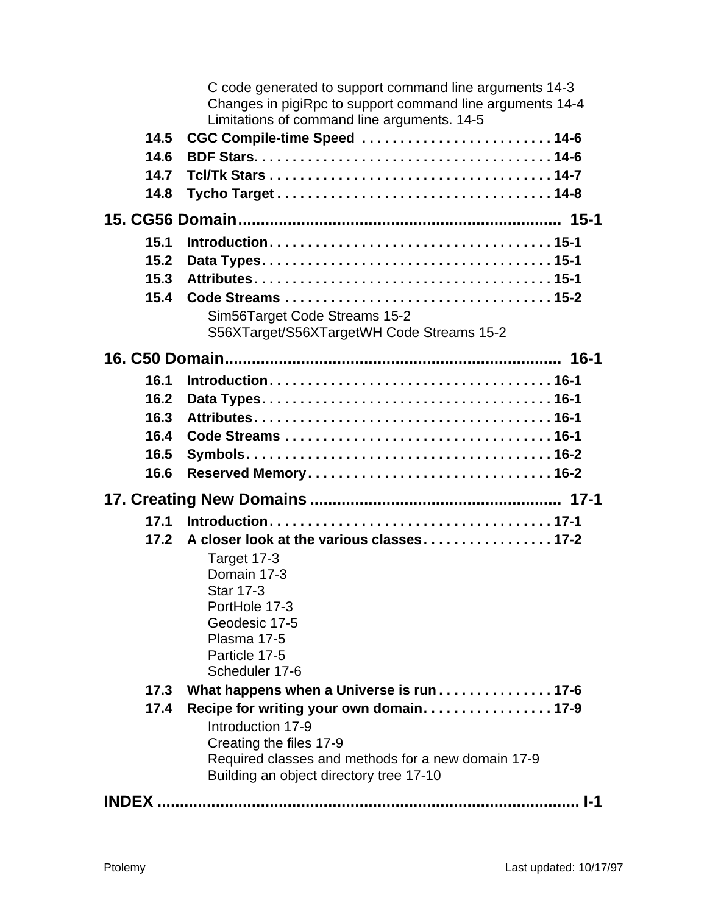C code generated to support command line arguments 14-3
Changes in pigiRpc to support command line arguments 14-4
Limitations of command line arguments. 14-5

**14.5 CGC Compile-time Speed . . . . . . . . . . . . . . . . . . . . . . . . . 14-6**
**14.6 BDF Stars. . . . . . . . . . . . . . . . . . . . . . . . . . . . . . . . . . . . . . . 14-6**
**14.7 Tcl/Tk Stars . . . . . . . . . . . . . . . . . . . . . . . . . . . . . . . . . . . . . 14-7**
**14.8 Tycho Target . . . . . . . . . . . . . . . . . . . . . . . . . . . . . . . . . . . . 14-8**

## 15. CG56 Domain ........................................................................ 15-1

**15.1 Introduction. . . . . . . . . . . . . . . . . . . . . . . . . . . . . . . . . . . . . 15-1**
**15.2 Data Types. . . . . . . . . . . . . . . . . . . . . . . . . . . . . . . . . . . . . . 15-1**
**15.3 Attributes. . . . . . . . . . . . . . . . . . . . . . . . . . . . . . . . . . . . . . . 15-1**
**15.4 Code Streams . . . . . . . . . . . . . . . . . . . . . . . . . . . . . . . . . . . 15-2**

Sim56Target Code Streams 15-2
S56XTarget/S56XTargetWH Code Streams 15-2

## 16. C50 Domain........................................................................... 16-1

**16.1 Introduction. . . . . . . . . . . . . . . . . . . . . . . . . . . . . . . . . . . . . 16-1**
**16.2 Data Types. . . . . . . . . . . . . . . . . . . . . . . . . . . . . . . . . . . . . . 16-1**
**16.3 Attributes. . . . . . . . . . . . . . . . . . . . . . . . . . . . . . . . . . . . . . . 16-1**
**16.4 Code Streams . . . . . . . . . . . . . . . . . . . . . . . . . . . . . . . . . . . 16-1**
**16.5 Symbols. . . . . . . . . . . . . . . . . . . . . . . . . . . . . . . . . . . . . . . . 16-2**
**16.6 Reserved Memory. . . . . . . . . . . . . . . . . . . . . . . . . . . . . . . . 16-2**

## 17. Creating New Domains ........................................................ 17-1

**17.1 Introduction. . . . . . . . . . . . . . . . . . . . . . . . . . . . . . . . . . . . . 17-1**
**17.2 A closer look at the various classes. . . . . . . . . . . . . . . . . . 17-2**

Target 17-3
Domain 17-3
Star 17-3
PortHole 17-3
Geodesic 17-5
Plasma 17-5
Particle 17-5
Scheduler 17-6

**17.3 What happens when a Universe is run . . . . . . . . . . . . . . . 17-6**
**17.4 Recipe for writing your own domain. . . . . . . . . . . . . . . . . . 17-9**

Introduction 17-9
Creating the files 17-9
Required classes and methods for a new domain 17-9
Building an object directory tree 17-10

## INDEX ........................................................................................... I-1